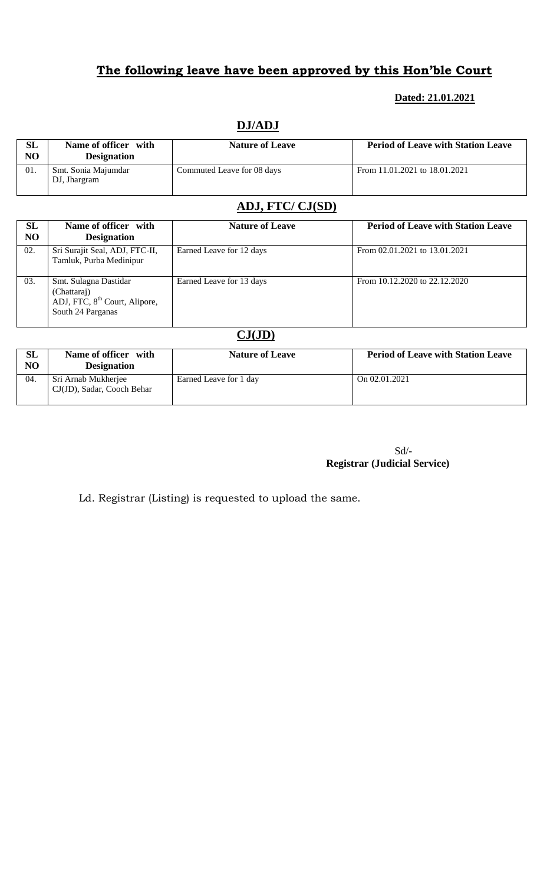# **The following leave have been approved by this Hon'ble Court**

**Dated: 21.01.2021**

## **DJ/ADJ**

| SL NO | Name of officer with Designation | Nature of Leave | Period of Leave with Station Leave |
|---|---|---|---|
| 01. | Smt. Sonia Majumdar DJ, Jhargram | Commuted Leave for 08 days | From 11.01.2021 to 18.01.2021 |

## **ADJ, FTC/ CJ(SD)**

| SL NO | Name of officer with Designation | Nature of Leave | Period of Leave with Station Leave |
|---|---|---|---|
| 02. | Sri Surajit Seal, ADJ, FTC-II, Tamluk, Purba Medinipur | Earned Leave for 12 days | From 02.01.2021 to 13.01.2021 |
| 03. | Smt. Sulagna Dastidar (Chattaraj) ADJ, FTC, 8th Court, Alipore, South 24 Parganas | Earned Leave for 13 days | From 10.12.2020 to 22.12.2020 |

## **CJ(JD)**

| SL NO | Name of officer with Designation | Nature of Leave | Period of Leave with Station Leave |
|---|---|---|---|
| 04. | Sri Arnab Mukherjee CJ(JD), Sadar, Cooch Behar | Earned Leave for 1 day | On 02.01.2021 |

Sd/-
**Registrar (Judicial Service)**

Ld. Registrar (Listing) is requested to upload the same.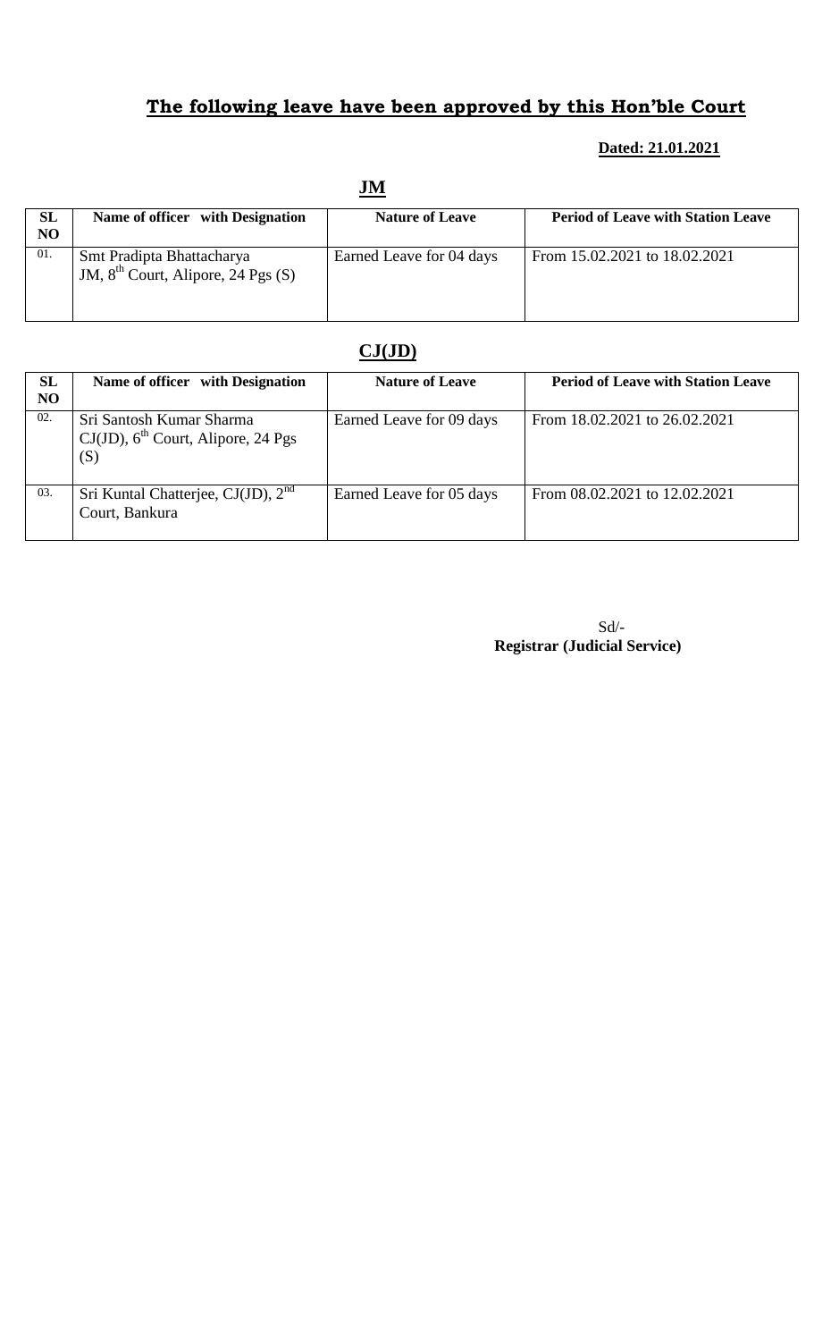## **The following leave have been approved by this Hon'ble Court**

**Dated: 21.01.2021**

## **JM**

| SL NO | Name of officer with Designation | Nature of Leave | Period of Leave with Station Leave |
|---|---|---|---|
| 01. | Smt Pradipta Bhattacharya JM, 8th Court, Alipore, 24 Pgs (S) | Earned Leave for 04 days | From 15.02.2021 to 18.02.2021 |

## **CJ(JD)**

| SL NO | Name of officer with Designation | Nature of Leave | Period of Leave with Station Leave |
|---|---|---|---|
| 02. | Sri Santosh Kumar Sharma CJ(JD), 6th Court, Alipore, 24 Pgs (S) | Earned Leave for 09 days | From 18.02.2021 to 26.02.2021 |
| 03. | Sri Kuntal Chatterjee, CJ(JD), 2nd Court, Bankura | Earned Leave for 05 days | From 08.02.2021 to 12.02.2021 |

Sd/-
**Registrar (Judicial Service)**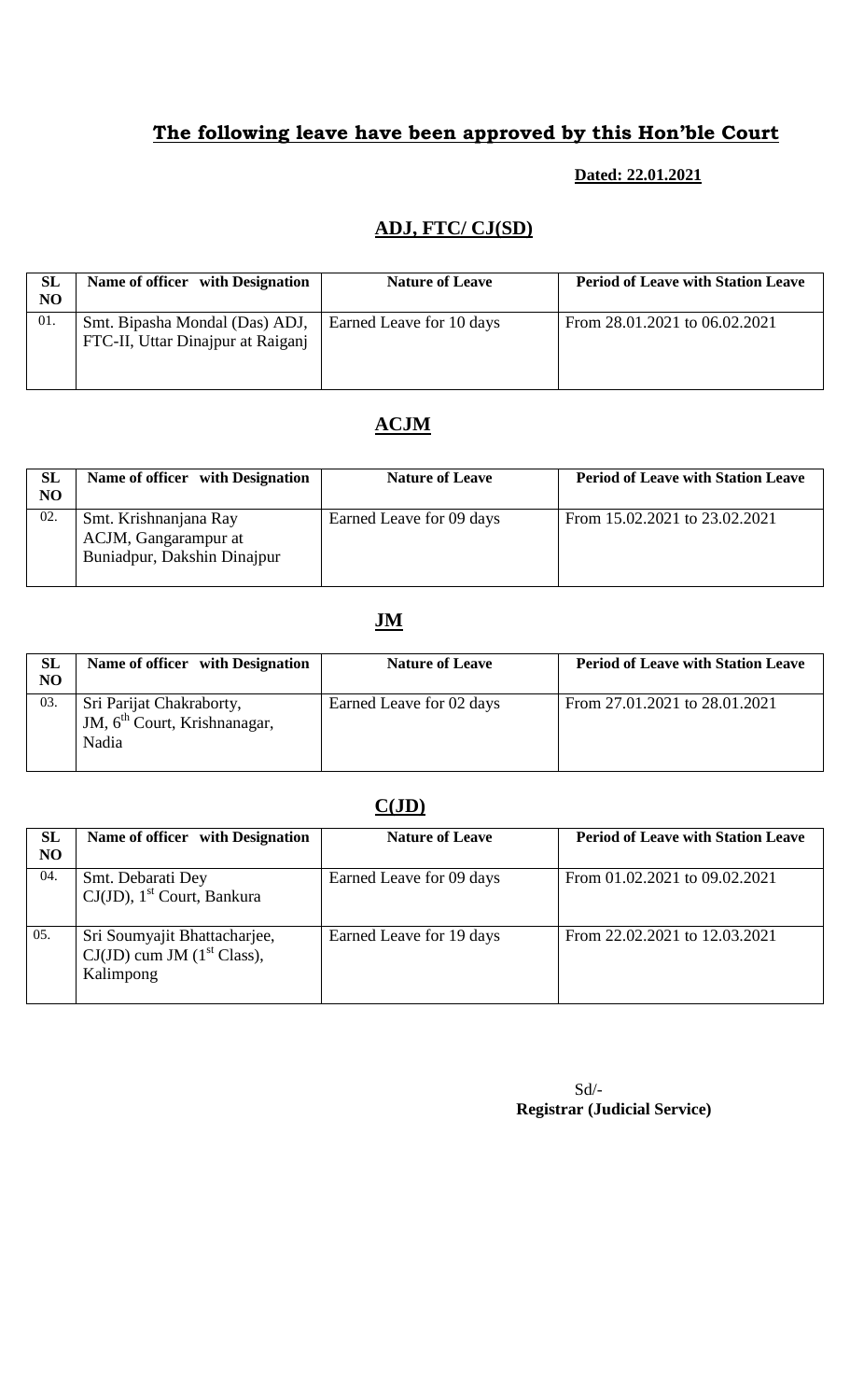# **The following leave have been approved by this Hon'ble Court**

**Dated: 22.01.2021**

## **ADJ, FTC/ CJ(SD)**

| SL NO | Name of officer with Designation | Nature of Leave | Period of Leave with Station Leave |
|---|---|---|---|
| 01. | Smt. Bipasha Mondal (Das) ADJ, FTC-II, Uttar Dinajpur at Raiganj | Earned Leave for 10 days | From 28.01.2021 to 06.02.2021 |

## **ACJM**

| SL NO | Name of officer with Designation | Nature of Leave | Period of Leave with Station Leave |
|---|---|---|---|
| 02. | Smt. Krishnanjana Ray ACJM, Gangarampur at Buniadpur, Dakshin Dinajpur | Earned Leave for 09 days | From 15.02.2021 to 23.02.2021 |

## **JM**

| SL NO | Name of officer with Designation | Nature of Leave | Period of Leave with Station Leave |
|---|---|---|---|
| 03. | Sri Parijat Chakraborty, JM, 6th Court, Krishnanagar, Nadia | Earned Leave for 02 days | From 27.01.2021 to 28.01.2021 |

## **C(JD)**

| SL NO | Name of officer with Designation | Nature of Leave | Period of Leave with Station Leave |
|---|---|---|---|
| 04. | Smt. Debarati Dey CJ(JD), 1st Court, Bankura | Earned Leave for 09 days | From 01.02.2021 to 09.02.2021 |
| 05. | Sri Soumyajit Bhattacharjee, CJ(JD) cum JM (1st Class), Kalimpong | Earned Leave for 19 days | From 22.02.2021 to 12.03.2021 |

Sd/-
**Registrar (Judicial Service)**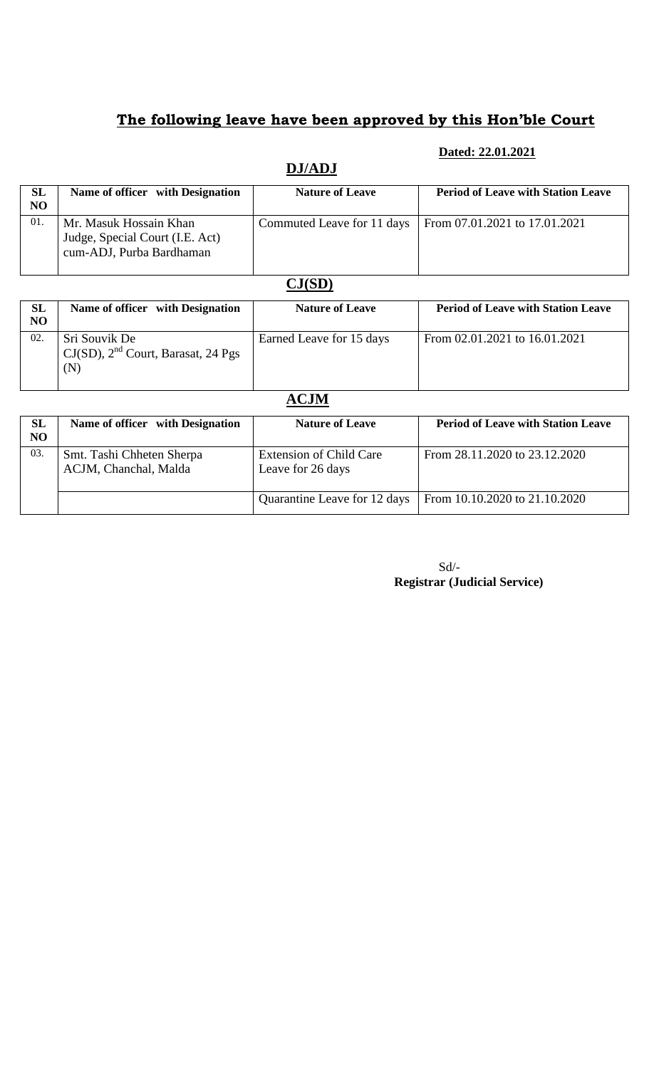## The following leave have been approved by this Hon'ble Court

**Dated: 22.01.2021**

### DJ/ADJ

| SL NO | Name of officer with Designation | Nature of Leave | Period of Leave with Station Leave |
|---|---|---|---|
| 01. | Mr. Masuk Hossain Khan Judge, Special Court (I.E. Act) cum-ADJ, Purba Bardhaman | Commuted Leave for 11 days | From 07.01.2021 to 17.01.2021 |

### CJ(SD)

| SL NO | Name of officer with Designation | Nature of Leave | Period of Leave with Station Leave |
|---|---|---|---|
| 02. | Sri Souvik De CJ(SD), 2nd Court, Barasat, 24 Pgs (N) | Earned Leave for 15 days | From 02.01.2021 to 16.01.2021 |

### ACJM

| SL NO | Name of officer with Designation | Nature of Leave | Period of Leave with Station Leave |
|---|---|---|---|
| 03. | Smt. Tashi Chheten Sherpa ACJM, Chanchal, Malda | Extension of Child Care Leave for 26 days | From 28.11.2020 to 23.12.2020 |
| | | Quarantine Leave for 12 days | From 10.10.2020 to 21.10.2020 |

Sd/-
**Registrar (Judicial Service)**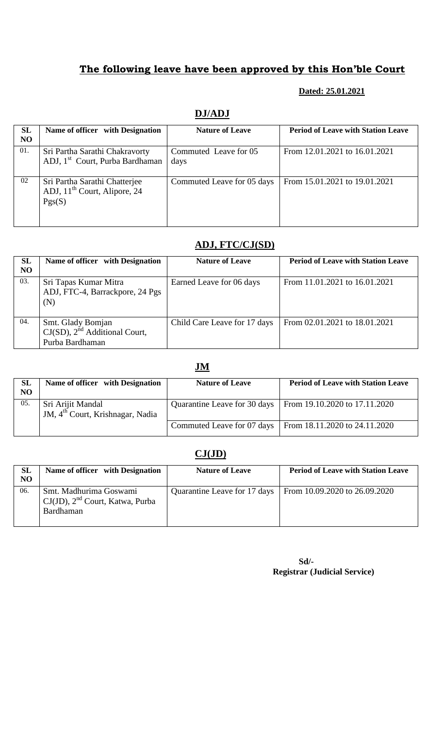## The following leave have been approved by this Hon'ble Court

**Dated: 25.01.2021**

### DJ/ADJ

| SL NO | Name of officer with Designation | Nature of Leave | Period of Leave with Station Leave |
|---|---|---|---|
| 01. | Sri Partha Sarathi Chakravorty ADJ, 1st Court, Purba Bardhaman | Commuted Leave for 05 days | From 12.01.2021 to 16.01.2021 |
| 02 | Sri Partha Sarathi Chatterjee ADJ, 11th Court, Alipore, 24 Pgs(S) | Commuted Leave for 05 days | From 15.01.2021 to 19.01.2021 |

### ADJ, FTC/CJ(SD)

| SL NO | Name of officer with Designation | Nature of Leave | Period of Leave with Station Leave |
|---|---|---|---|
| 03. | Sri Tapas Kumar Mitra ADJ, FTC-4, Barrackpore, 24 Pgs (N) | Earned Leave for 06 days | From 11.01.2021 to 16.01.2021 |
| 04. | Smt. Glady Bomjan CJ(SD), 2nd Additional Court, Purba Bardhaman | Child Care Leave for 17 days | From 02.01.2021 to 18.01.2021 |

### JM

| SL NO | Name of officer with Designation | Nature of Leave | Period of Leave with Station Leave |
|---|---|---|---|
| 05. | Sri Arijit Mandal JM, 4th Court, Krishnagar, Nadia | Quarantine Leave for 30 days | From 19.10.2020 to 17.11.2020 |
| | | Commuted Leave for 07 days | From 18.11.2020 to 24.11.2020 |

### CJ(JD)

| SL NO | Name of officer with Designation | Nature of Leave | Period of Leave with Station Leave |
|---|---|---|---|
| 06. | Smt. Madhurima Goswami CJ(JD), 2nd Court, Katwa, Purba Bardhaman | Quarantine Leave for 17 days | From 10.09.2020 to 26.09.2020 |

**Sd/-**
**Registrar (Judicial Service)**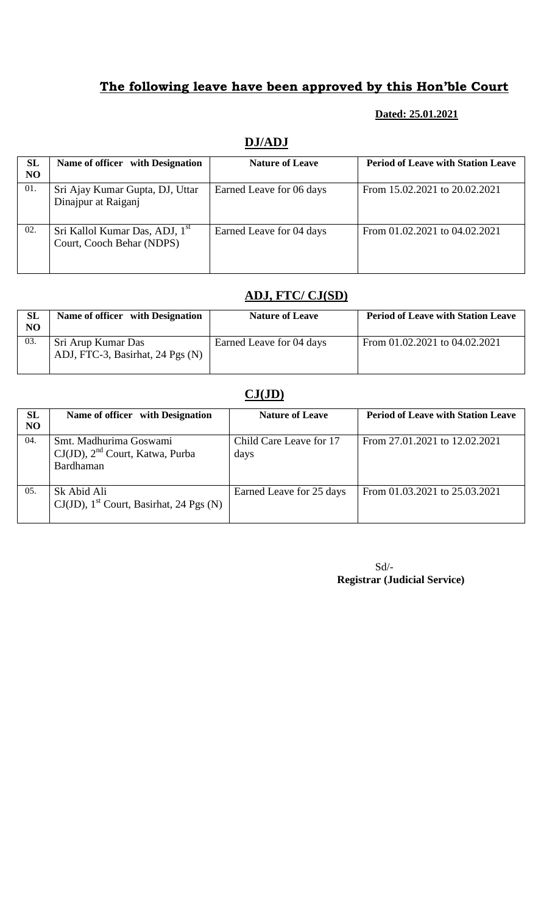## The following leave have been approved by this Hon'ble Court

**Dated: 25.01.2021**

### DJ/ADJ

| SL NO | Name of officer with Designation | Nature of Leave | Period of Leave with Station Leave |
|---|---|---|---|
| 01. | Sri Ajay Kumar Gupta, DJ, Uttar Dinajpur at Raiganj | Earned Leave for 06 days | From 15.02.2021 to 20.02.2021 |
| 02. | Sri Kallol Kumar Das, ADJ, 1st Court, Cooch Behar (NDPS) | Earned Leave for 04 days | From 01.02.2021 to 04.02.2021 |

### ADJ, FTC/ CJ(SD)

| SL NO | Name of officer with Designation | Nature of Leave | Period of Leave with Station Leave |
|---|---|---|---|
| 03. | Sri Arup Kumar Das ADJ, FTC-3, Basirhat, 24 Pgs (N) | Earned Leave for 04 days | From 01.02.2021 to 04.02.2021 |

### CJ(JD)

| SL NO | Name of officer with Designation | Nature of Leave | Period of Leave with Station Leave |
|---|---|---|---|
| 04. | Smt. Madhurima Goswami CJ(JD), 2nd Court, Katwa, Purba Bardhaman | Child Care Leave for 17 days | From 27.01.2021 to 12.02.2021 |
| 05. | Sk Abid Ali CJ(JD), 1st Court, Basirhat, 24 Pgs (N) | Earned Leave for 25 days | From 01.03.2021 to 25.03.2021 |

Sd/-
**Registrar (Judicial Service)**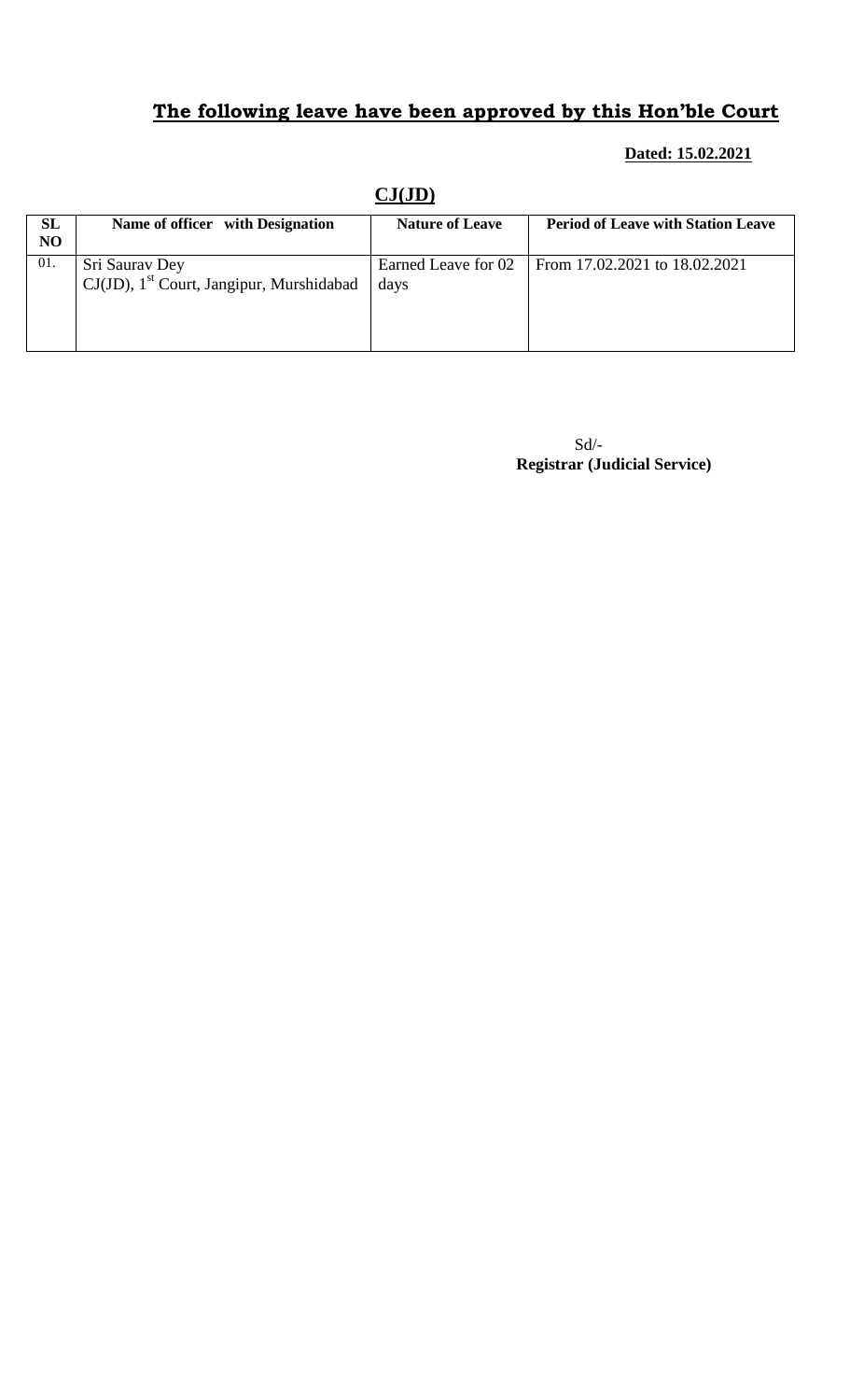# **The following leave have been approved by this Hon'ble Court**

**Dated: 15.02.2021**

## **CJ(JD)**

| SL NO | Name of officer with Designation | Nature of Leave | Period of Leave with Station Leave |
|---|---|---|---|
| 01. | Sri Saurav Dey<br>CJ(JD), 1st Court, Jangipur, Murshidabad | Earned Leave for 02 days | From 17.02.2021 to 18.02.2021 |

Sd/-

**Registrar (Judicial Service)**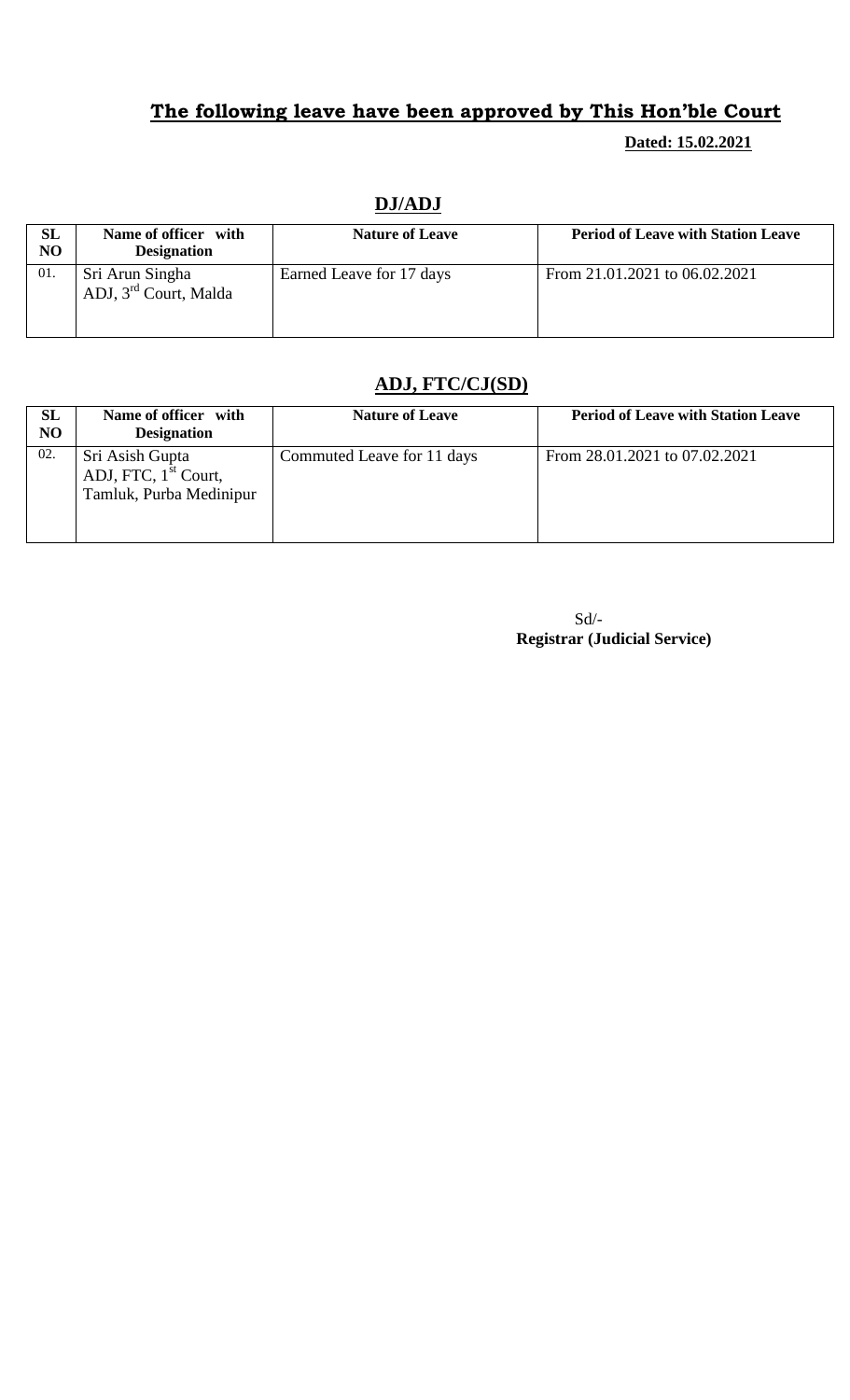## The following leave have been approved by This Hon'ble Court

**Dated: 15.02.2021**

### DJ/ADJ

| SL NO | Name of officer with Designation | Nature of Leave | Period of Leave with Station Leave |
|---|---|---|---|
| 01. | Sri Arun Singha<br>ADJ, 3rd Court, Malda | Earned Leave for 17 days | From 21.01.2021 to 06.02.2021 |

### ADJ, FTC/CJ(SD)

| SL NO | Name of officer with Designation | Nature of Leave | Period of Leave with Station Leave |
|---|---|---|---|
| 02. | Sri Asish Gupta<br>ADJ, FTC, 1st Court,<br>Tamluk, Purba Medinipur | Commuted Leave for 11 days | From 28.01.2021 to 07.02.2021 |

Sd/-
**Registrar (Judicial Service)**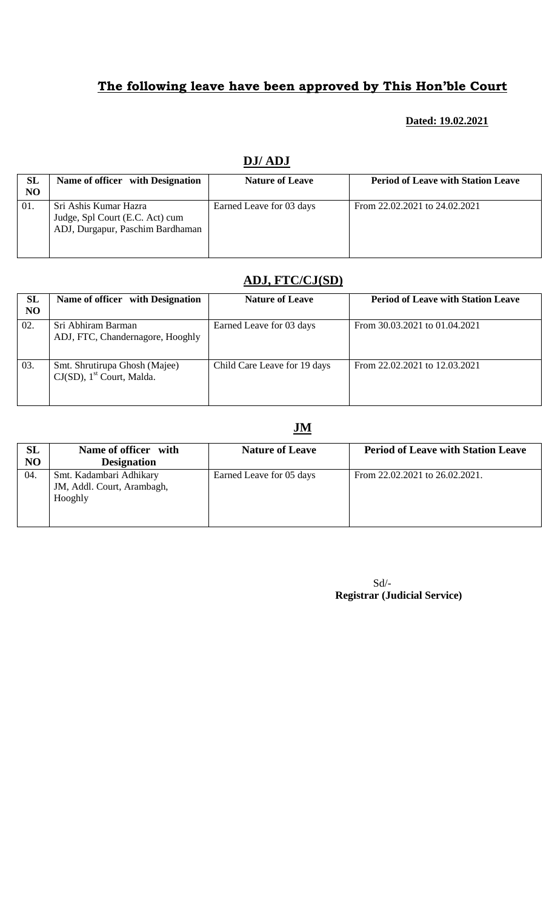# The following leave have been approved by This Hon'ble Court

**Dated: 19.02.2021**

## DJ/ ADJ

| SL NO | Name of officer with Designation | Nature of Leave | Period of Leave with Station Leave |
|---|---|---|---|
| 01. | Sri Ashis Kumar Hazra Judge, Spl Court (E.C. Act) cum ADJ, Durgapur, Paschim Bardhaman | Earned Leave for 03 days | From 22.02.2021 to 24.02.2021 |

## ADJ, FTC/CJ(SD)

| SL NO | Name of officer with Designation | Nature of Leave | Period of Leave with Station Leave |
|---|---|---|---|
| 02. | Sri Abhiram Barman ADJ, FTC, Chandernagore, Hooghly | Earned Leave for 03 days | From 30.03.2021 to 01.04.2021 |
| 03. | Smt. Shrutirupa Ghosh (Majee) CJ(SD), 1st Court, Malda. | Child Care Leave for 19 days | From 22.02.2021 to 12.03.2021 |

## JM

| SL NO | Name of officer with Designation | Nature of Leave | Period of Leave with Station Leave |
|---|---|---|---|
| 04. | Smt. Kadambari Adhikary JM, Addl. Court, Arambagh, Hooghly | Earned Leave for 05 days | From 22.02.2021 to 26.02.2021. |

Sd/-
**Registrar (Judicial Service)**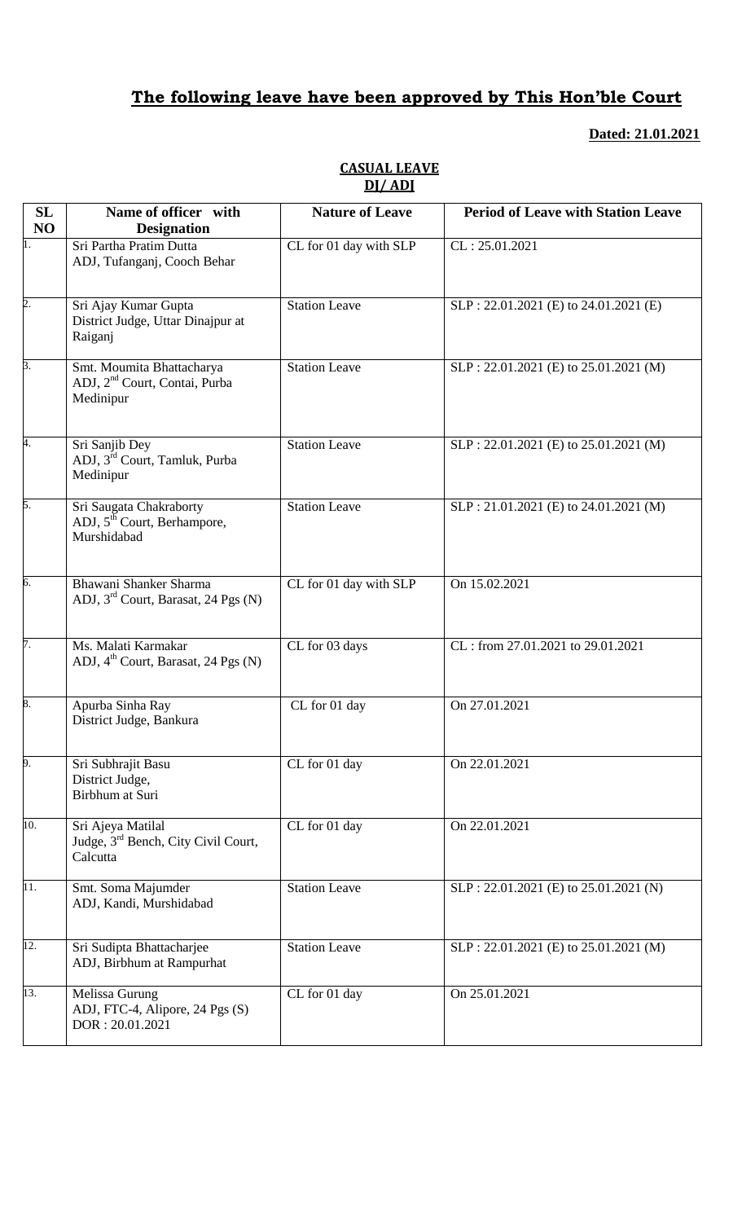# **The following leave have been approved by This Hon'ble Court**

**Dated: 21.01.2021**

**CASUAL LEAVE**
**DJ/ ADJ**

| SL NO | Name of officer with Designation | Nature of Leave | Period of Leave with Station Leave |
|---|---|---|---|
| 1. | Sri Partha Pratim Dutta<br>ADJ, Tufanganj, Cooch Behar | CL for 01 day with SLP | CL : 25.01.2021 |
| 2. | Sri Ajay Kumar Gupta<br>District Judge, Uttar Dinajpur at Raiganj | Station Leave | SLP : 22.01.2021 (E) to 24.01.2021 (E) |
| 3. | Smt. Moumita Bhattacharya<br>ADJ, 2nd Court, Contai, Purba Medinipur | Station Leave | SLP : 22.01.2021 (E) to 25.01.2021 (M) |
| 4. | Sri Sanjib Dey<br>ADJ, 3rd Court, Tamluk, Purba Medinipur | Station Leave | SLP : 22.01.2021 (E) to 25.01.2021 (M) |
| 5. | Sri Saugata Chakraborty<br>ADJ, 5th Court, Berhampore, Murshidabad | Station Leave | SLP : 21.01.2021 (E) to 24.01.2021 (M) |
| 6. | Bhawani Shanker Sharma<br>ADJ, 3rd Court, Barasat, 24 Pgs (N) | CL for 01 day with SLP | On 15.02.2021 |
| 7. | Ms. Malati Karmakar<br>ADJ, 4th Court, Barasat, 24 Pgs (N) | CL for 03 days | CL : from 27.01.2021 to 29.01.2021 |
| 8. | Apurba Sinha Ray<br>District Judge, Bankura | CL for 01 day | On 27.01.2021 |
| 9. | Sri Subhrajit Basu<br>District Judge,<br>Birbhum at Suri | CL for 01 day | On 22.01.2021 |
| 10. | Sri Ajeya Matilal<br>Judge, 3rd Bench, City Civil Court, Calcutta | CL for 01 day | On 22.01.2021 |
| 11. | Smt. Soma Majumder<br>ADJ, Kandi, Murshidabad | Station Leave | SLP : 22.01.2021 (E) to 25.01.2021 (N) |
| 12. | Sri Sudipta Bhattacharjee<br>ADJ, Birbhum at Rampurhat | Station Leave | SLP : 22.01.2021 (E) to 25.01.2021 (M) |
| 13. | Melissa Gurung<br>ADJ, FTC-4, Alipore, 24 Pgs (S)<br>DOR : 20.01.2021 | CL for 01 day | On 25.01.2021 |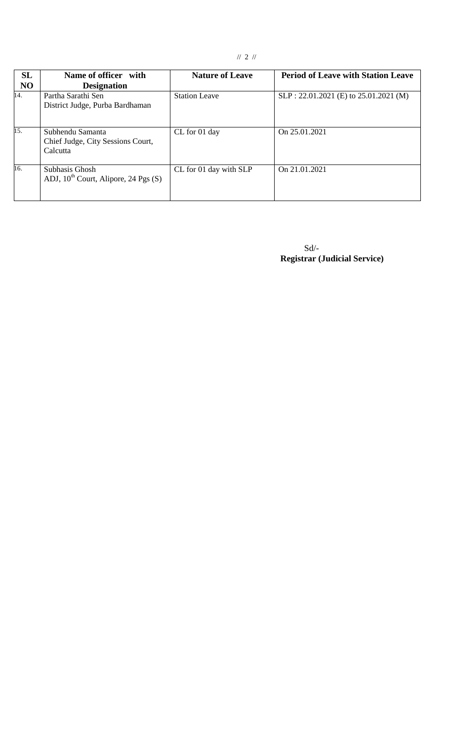| SL NO | Name of officer with Designation | Nature of Leave | Period of Leave with Station Leave |
|---|---|---|---|
| 14. | Partha Sarathi Sen<br>District Judge, Purba Bardhaman | Station Leave | SLP : 22.01.2021 (E) to 25.01.2021 (M) |
| 15. | Subhendu Samanta<br>Chief Judge, City Sessions Court, Calcutta | CL for 01 day | On 25.01.2021 |
| 16. | Subhasis Ghosh<br>ADJ, 10th Court, Alipore, 24 Pgs (S) | CL for 01 day with SLP | On 21.01.2021 |

Sd/-
**Registrar (Judicial Service)**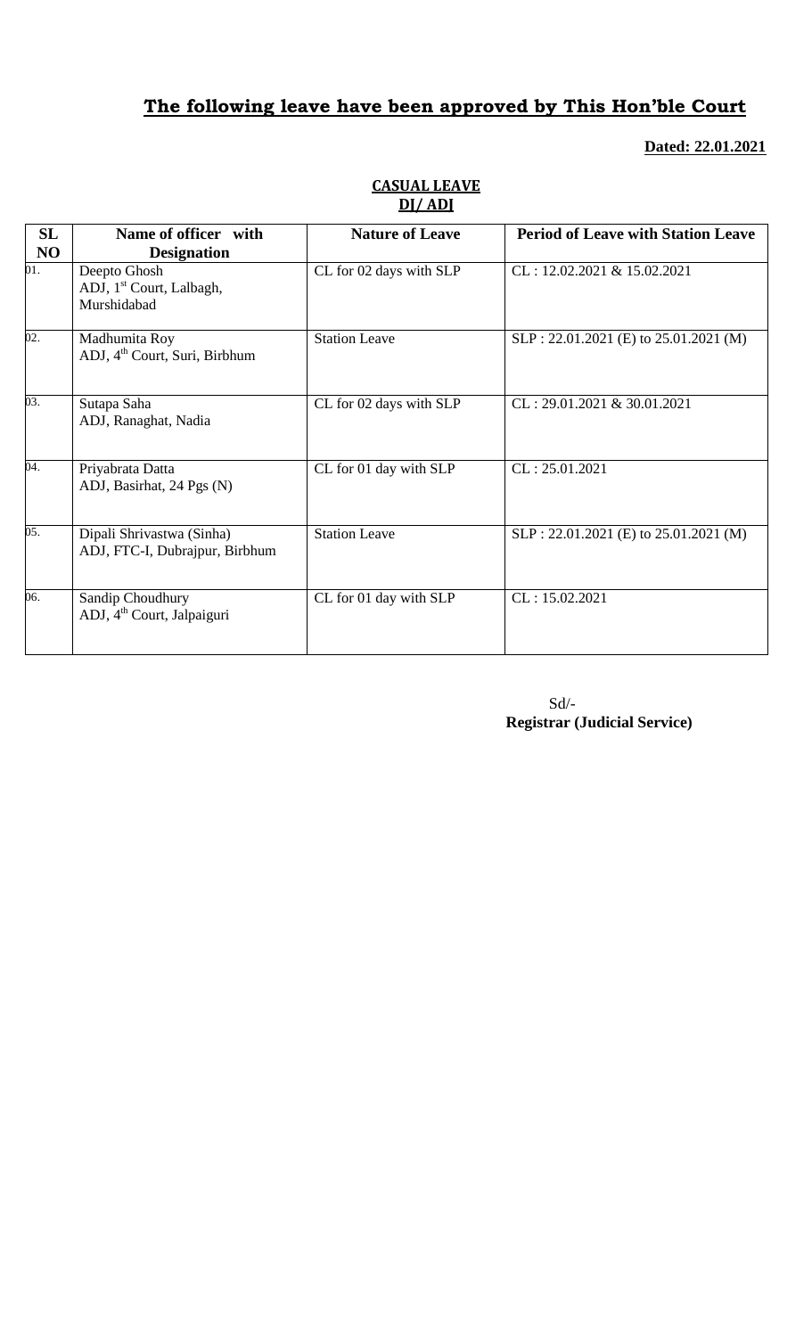# **The following leave have been approved by This Hon'ble Court**

**Dated: 22.01.2021**

**CASUAL LEAVE**
**DJ/ ADJ**

| SL NO | Name of officer with Designation | Nature of Leave | Period of Leave with Station Leave |
|---|---|---|---|
| 01. | Deepto Ghosh<br>ADJ, 1st Court, Lalbagh, Murshidabad | CL for 02 days with SLP | CL : 12.02.2021 & 15.02.2021 |
| 02. | Madhumita Roy<br>ADJ, 4th Court, Suri, Birbhum | Station Leave | SLP : 22.01.2021 (E) to 25.01.2021 (M) |
| 03. | Sutapa Saha<br>ADJ, Ranaghat, Nadia | CL for 02 days with SLP | CL : 29.01.2021 & 30.01.2021 |
| 04. | Priyabrata Datta<br>ADJ, Basirhat, 24 Pgs (N) | CL for 01 day with SLP | CL : 25.01.2021 |
| 05. | Dipali Shrivastwa (Sinha)<br>ADJ, FTC-I, Dubrajpur, Birbhum | Station Leave | SLP : 22.01.2021 (E) to 25.01.2021 (M) |
| 06. | Sandip Choudhury<br>ADJ, 4th Court, Jalpaiguri | CL for 01 day with SLP | CL : 15.02.2021 |

Sd/-
**Registrar (Judicial Service)**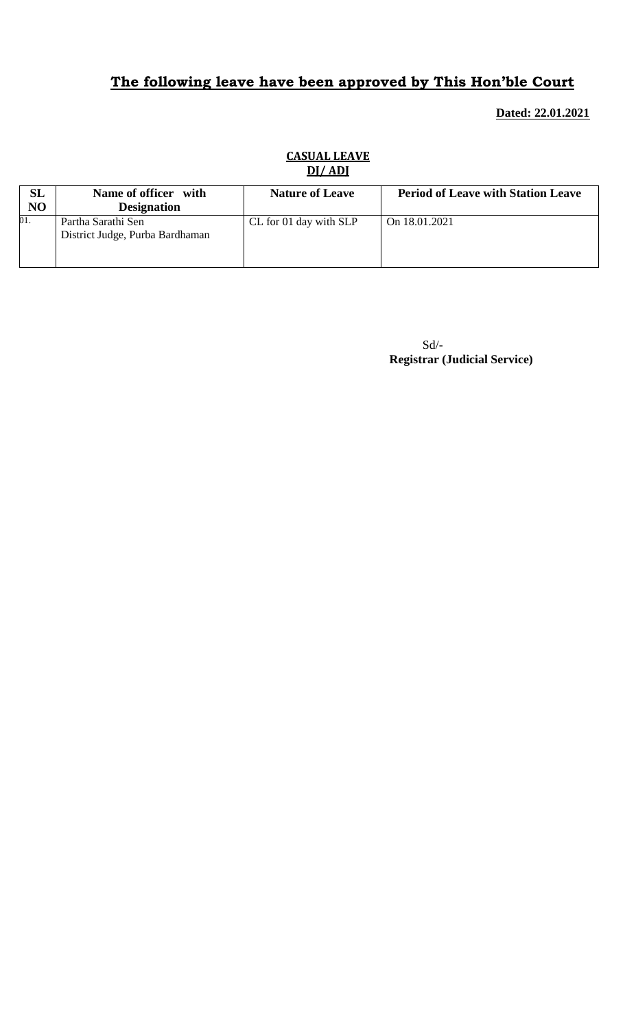# The following leave have been approved by This Hon'ble Court

**Dated: 22.01.2021**

**CASUAL LEAVE**
**DJ/ ADJ**

| SL NO | Name of officer with Designation | Nature of Leave | Period of Leave with Station Leave |
|---|---|---|---|
| 01. | Partha Sarathi Sen<br>District Judge, Purba Bardhaman | CL for 01 day with SLP | On 18.01.2021 |

Sd/-
**Registrar (Judicial Service)**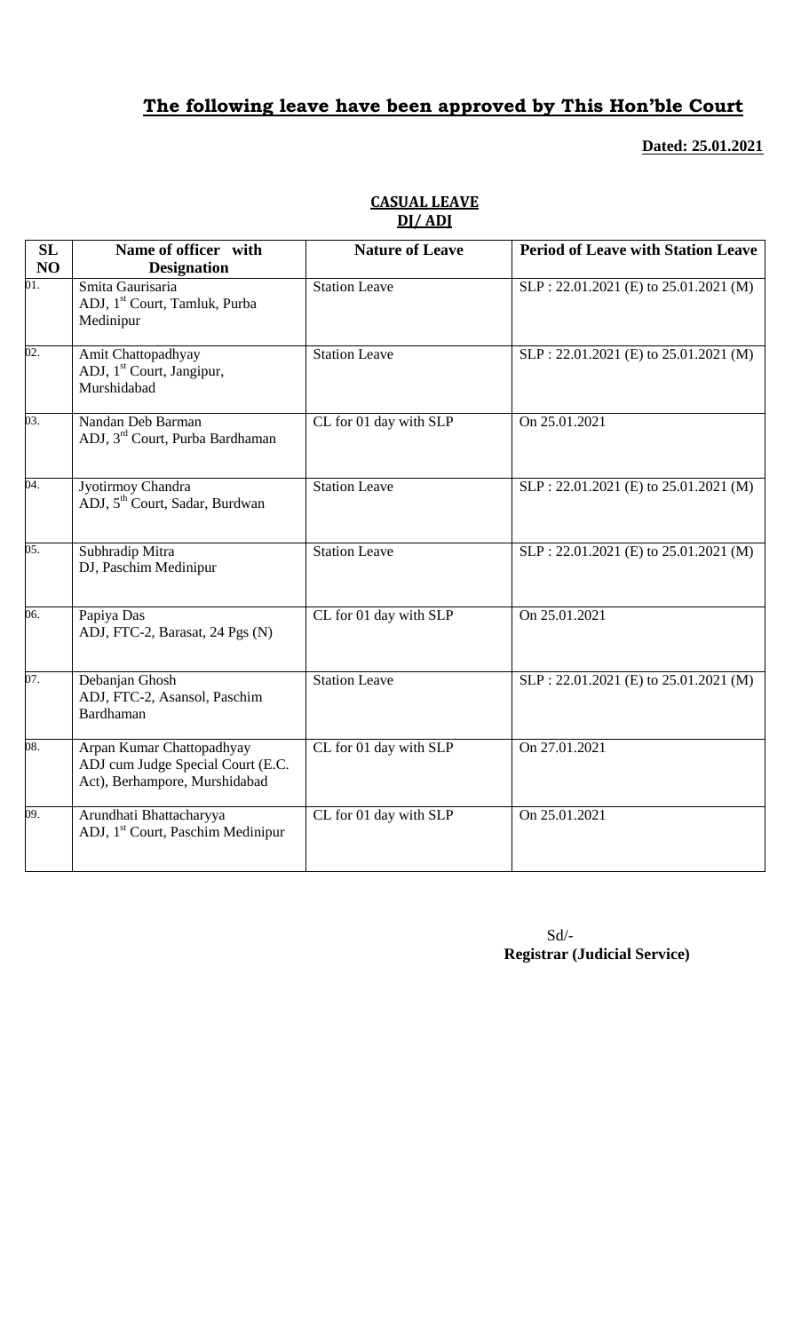# The following leave have been approved by This Hon'ble Court

**Dated: 25.01.2021**

**CASUAL LEAVE**
**DJ/ ADJ**

| SL NO | Name of officer with Designation | Nature of Leave | Period of Leave with Station Leave |
|---|---|---|---|
| 01. | Smita Gaurisaria<br>ADJ, 1st Court, Tamluk, Purba Medinipur | Station Leave | SLP : 22.01.2021 (E) to 25.01.2021 (M) |
| 02. | Amit Chattopadhyay<br>ADJ, 1st Court, Jangipur, Murshidabad | Station Leave | SLP : 22.01.2021 (E) to 25.01.2021 (M) |
| 03. | Nandan Deb Barman<br>ADJ, 3rd Court, Purba Bardhaman | CL for 01 day with SLP | On 25.01.2021 |
| 04. | Jyotirmoy Chandra<br>ADJ, 5th Court, Sadar, Burdwan | Station Leave | SLP : 22.01.2021 (E) to 25.01.2021 (M) |
| 05. | Subhradip Mitra<br>DJ, Paschim Medinipur | Station Leave | SLP : 22.01.2021 (E) to 25.01.2021 (M) |
| 06. | Papiya Das<br>ADJ, FTC-2, Barasat, 24 Pgs (N) | CL for 01 day with SLP | On 25.01.2021 |
| 07. | Debanjan Ghosh<br>ADJ, FTC-2, Asansol, Paschim Bardhaman | Station Leave | SLP : 22.01.2021 (E) to 25.01.2021 (M) |
| 08. | Arpan Kumar Chattopadhyay<br>ADJ cum Judge Special Court (E.C. Act), Berhampore, Murshidabad | CL for 01 day with SLP | On 27.01.2021 |
| 09. | Arundhati Bhattacharyya<br>ADJ, 1st Court, Paschim Medinipur | CL for 01 day with SLP | On 25.01.2021 |

Sd/-
**Registrar (Judicial Service)**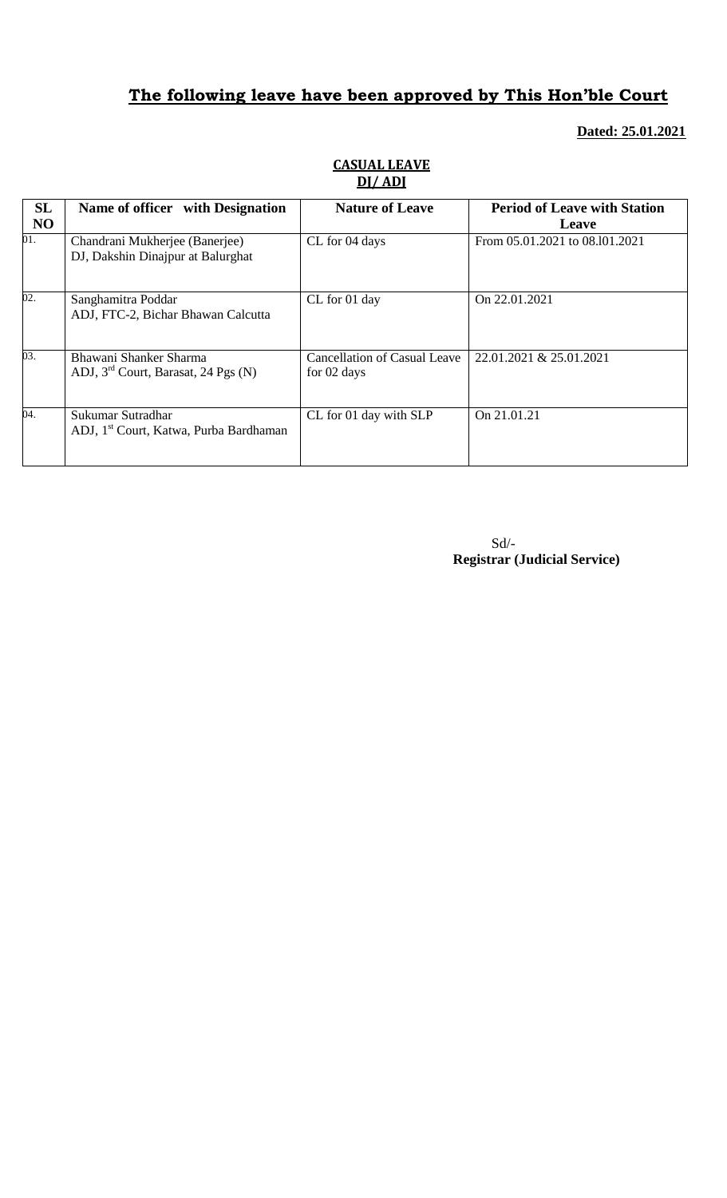# **The following leave have been approved by This Hon'ble Court**

**Dated: 25.01.2021**

**CASUAL LEAVE**
**DJ/ ADJ**

| SL NO | Name of officer with Designation | Nature of Leave | Period of Leave with Station Leave |
|---|---|---|---|
| 01. | Chandrani Mukherjee (Banerjee) DJ, Dakshin Dinajpur at Balurghat | CL for 04 days | From 05.01.2021 to 08.l01.2021 |
| 02. | Sanghamitra Poddar ADJ, FTC-2, Bichar Bhawan Calcutta | CL for 01 day | On 22.01.2021 |
| 03. | Bhawani Shanker Sharma ADJ, 3rd Court, Barasat, 24 Pgs (N) | Cancellation of Casual Leave for 02 days | 22.01.2021 & 25.01.2021 |
| 04. | Sukumar Sutradhar ADJ, 1st Court, Katwa, Purba Bardhaman | CL for 01 day with SLP | On 21.01.21 |

Sd/-
**Registrar (Judicial Service)**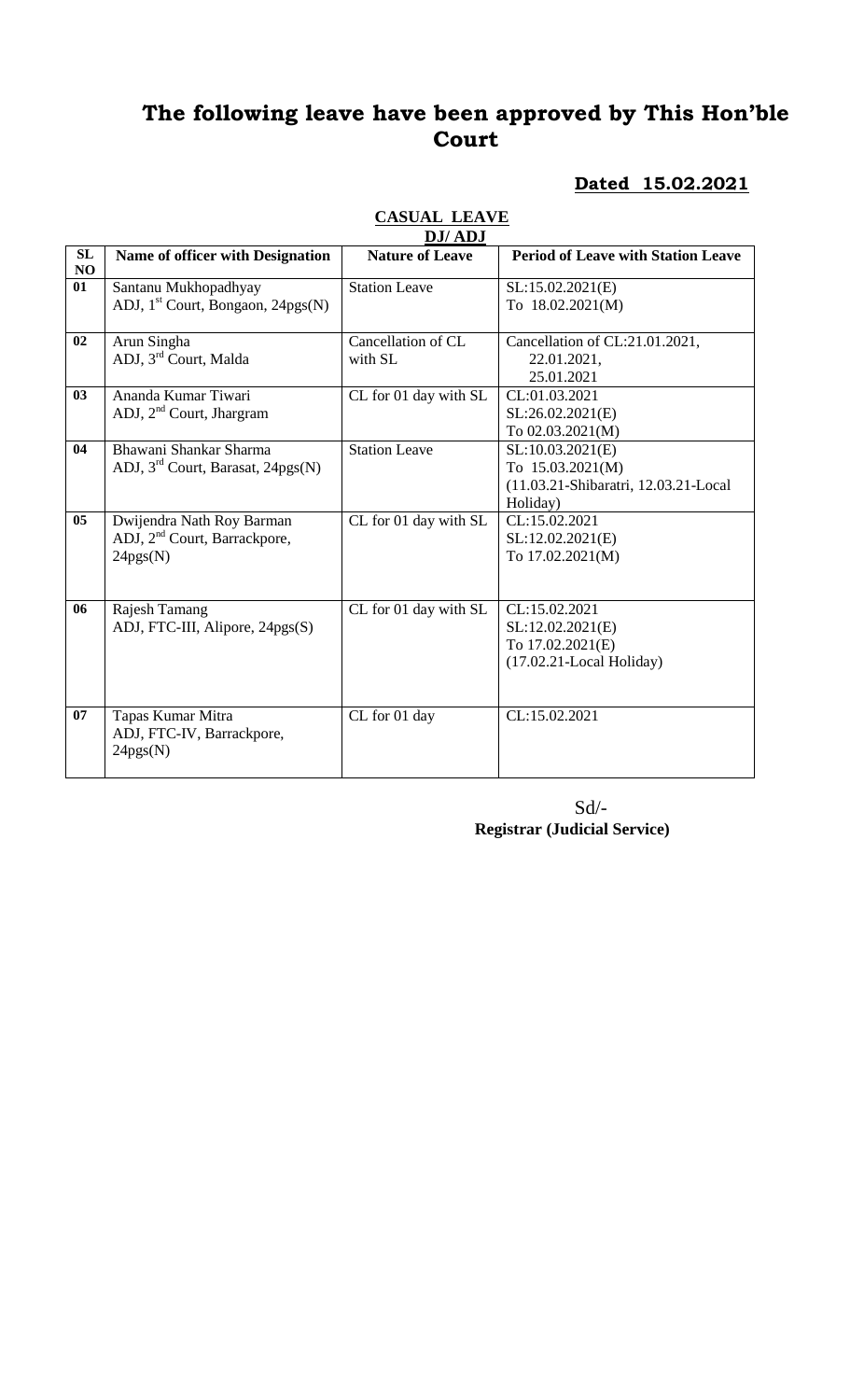# The following leave have been approved by This Hon'ble Court

**Dated 15.02.2021**

**CASUAL LEAVE**

**DJ/ ADJ**

| SL NO | Name of officer with Designation | Nature of Leave | Period of Leave with Station Leave |
|---|---|---|---|
| 01 | Santanu Mukhopadhyay<br>ADJ, 1st Court, Bongaon, 24pgs(N) | Station Leave | SL:15.02.2021(E)<br>To 18.02.2021(M) |
| 02 | Arun Singha<br>ADJ, 3rd Court, Malda | Cancellation of CL with SL | Cancellation of CL:21.01.2021,<br>22.01.2021,<br>25.01.2021 |
| 03 | Ananda Kumar Tiwari<br>ADJ, 2nd Court, Jhargram | CL for 01 day with SL | CL:01.03.2021<br>SL:26.02.2021(E)<br>To 02.03.2021(M) |
| 04 | Bhawani Shankar Sharma<br>ADJ, 3rd Court, Barasat, 24pgs(N) | Station Leave | SL:10.03.2021(E)<br>To 15.03.2021(M)<br>(11.03.21-Shibaratri, 12.03.21-Local Holiday) |
| 05 | Dwijendra Nath Roy Barman<br>ADJ, 2nd Court, Barrackpore, 24pgs(N) | CL for 01 day with SL | CL:15.02.2021<br>SL:12.02.2021(E)<br>To 17.02.2021(M) |
| 06 | Rajesh Tamang<br>ADJ, FTC-III, Alipore, 24pgs(S) | CL for 01 day with SL | CL:15.02.2021<br>SL:12.02.2021(E)<br>To 17.02.2021(E)<br>(17.02.21-Local Holiday) |
| 07 | Tapas Kumar Mitra<br>ADJ, FTC-IV, Barrackpore, 24pgs(N) | CL for 01 day | CL:15.02.2021 |

Sd/-

**Registrar (Judicial Service)**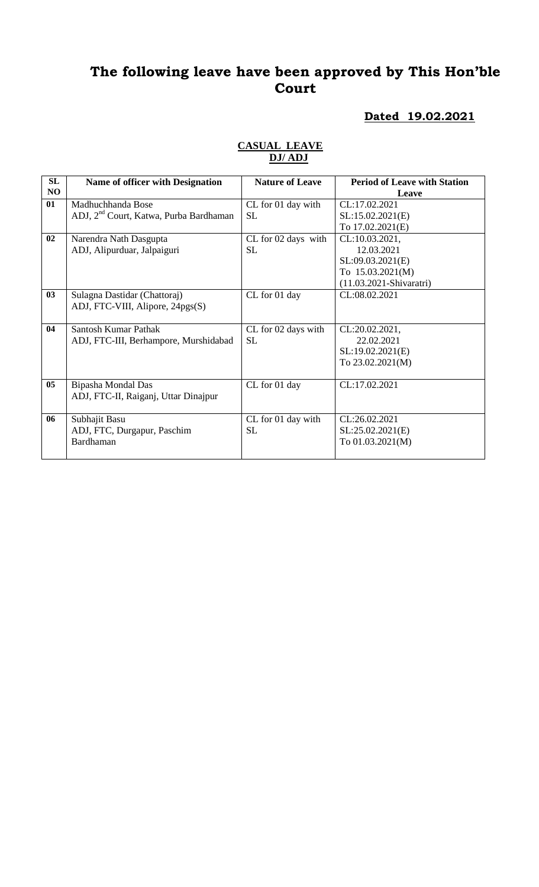# The following leave have been approved by This Hon'ble Court

**Dated 19.02.2021**

**CASUAL LEAVE**
**DJ/ ADJ**

| SL NO | Name of officer with Designation | Nature of Leave | Period of Leave with Station Leave |
|---|---|---|---|
| 01 | Madhuchhanda Bose<br>ADJ, 2nd Court, Katwa, Purba Bardhaman | CL for 01 day with SL | CL:17.02.2021<br>SL:15.02.2021(E)<br>To 17.02.2021(E) |
| 02 | Narendra Nath Dasgupta<br>ADJ, Alipurduar, Jalpaiguri | CL for 02 days with SL | CL:10.03.2021,<br>12.03.2021<br>SL:09.03.2021(E)<br>To 15.03.2021(M)<br>(11.03.2021-Shivaratri) |
| 03 | Sulagna Dastidar (Chattoraj)<br>ADJ, FTC-VIII, Alipore, 24pgs(S) | CL for 01 day | CL:08.02.2021 |
| 04 | Santosh Kumar Pathak<br>ADJ, FTC-III, Berhampore, Murshidabad | CL for 02 days with SL | CL:20.02.2021,<br>22.02.2021<br>SL:19.02.2021(E)<br>To 23.02.2021(M) |
| 05 | Bipasha Mondal Das<br>ADJ, FTC-II, Raiganj, Uttar Dinajpur | CL for 01 day | CL:17.02.2021 |
| 06 | Subhajit Basu<br>ADJ, FTC, Durgapur, Paschim Bardhaman | CL for 01 day with SL | CL:26.02.2021<br>SL:25.02.2021(E)<br>To 01.03.2021(M) |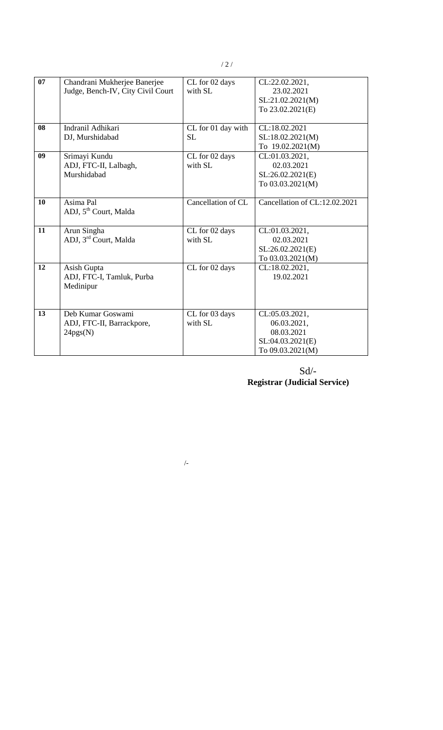| | | | |
|---|---|---|---|
| **07** | Chandrani Mukherjee Banerjee<br>Judge, Bench-IV, City Civil Court | CL for 02 days with SL | CL:22.02.2021,<br>23.02.2021<br>SL:21.02.2021(M)<br>To 23.02.2021(E) |
| **08** | Indranil Adhikari<br>DJ, Murshidabad | CL for 01 day with SL | CL:18.02.2021<br>SL:18.02.2021(M)<br>To 19.02.2021(M) |
| **09** | Srimayi Kundu<br>ADJ, FTC-II, Lalbagh, Murshidabad | CL for 02 days with SL | CL:01.03.2021,<br>02.03.2021<br>SL:26.02.2021(E)<br>To 03.03.2021(M) |
| **10** | Asima Pal<br>ADJ, 5th Court, Malda | Cancellation of CL | Cancellation of CL:12.02.2021 |
| **11** | Arun Singha<br>ADJ, 3rd Court, Malda | CL for 02 days with SL | CL:01.03.2021,<br>02.03.2021<br>SL:26.02.2021(E)<br>To 03.03.2021(M) |
| **12** | Asish Gupta<br>ADJ, FTC-I, Tamluk, Purba Medinipur | CL for 02 days | CL:18.02.2021,<br>19.02.2021 |
| **13** | Deb Kumar Goswami<br>ADJ, FTC-II, Barrackpore, 24pgs(N) | CL for 03 days with SL | CL:05.03.2021,<br>06.03.2021,<br>08.03.2021<br>SL:04.03.2021(E)<br>To 09.03.2021(M) |

Sd/-

**Registrar (Judicial Service)**

/-